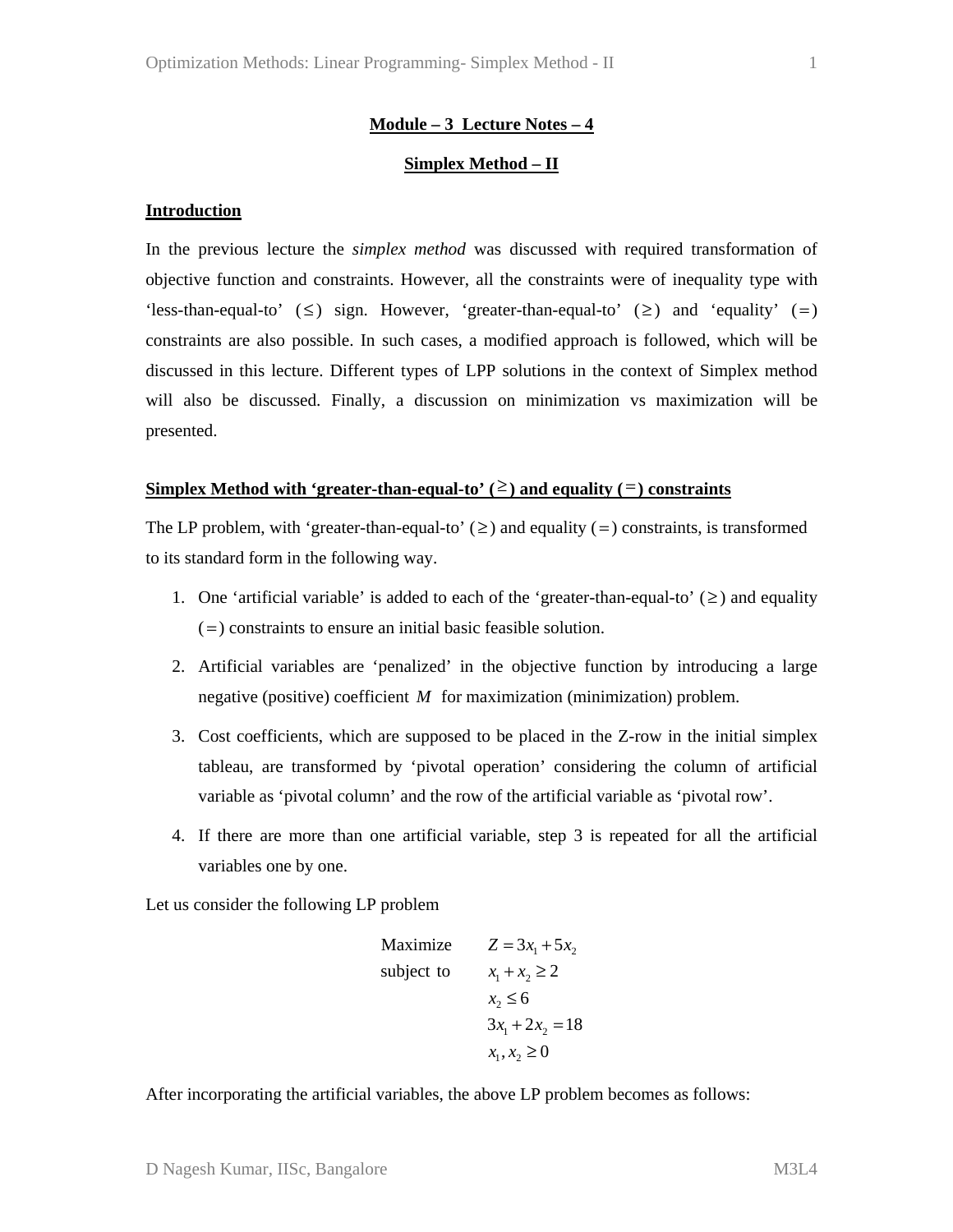# Module – 3 Lecture Notes – 4

## Simplex Method – II

### Introduction

In the previous lecture the *simplex method* was discussed with required transformation of objective function and constraints. However, all the constraints were of inequality type with 'less-than-equal-to' $(\le)$ sign. However, 'greater-than-equal-to' $(\ge)$ and 'equality' $(=)$ constraints are also possible. In such cases, a modified approach is followed, which will be discussed in this lecture. Different types of LPP solutions in the context of Simplex method will also be discussed. Finally, a discussion on minimization vs maximization will be presented.

### Simplex Method with 'greater-than-equal-to' $(\ge)$ and equality $(=)$ constraints

The LP problem, with 'greater-than-equal-to' $(\ge)$ and equality $(=)$ constraints, is transformed to its standard form in the following way.

1. One 'artificial variable' is added to each of the 'greater-than-equal-to' $(\ge)$ and equality $(=)$ constraints to ensure an initial basic feasible solution.
2. Artificial variables are 'penalized' in the objective function by introducing a large negative (positive) coefficient $M$ for maximization (minimization) problem.
3. Cost coefficients, which are supposed to be placed in the Z-row in the initial simplex tableau, are transformed by 'pivotal operation' considering the column of artificial variable as 'pivotal column' and the row of the artificial variable as 'pivotal row'.
4. If there are more than one artificial variable, step 3 is repeated for all the artificial variables one by one.

Let us consider the following LP problem

$$
\begin{aligned}
\text{Maximize} \quad & Z = 3x_1 + 5x_2 \\
\text{subject to} \quad & x_1 + x_2 \ge 2 \\
& x_2 \le 6 \\
& 3x_1 + 2x_2 = 18 \\
& x_1, x_2 \ge 0
\end{aligned}
$$

After incorporating the artificial variables, the above LP problem becomes as follows: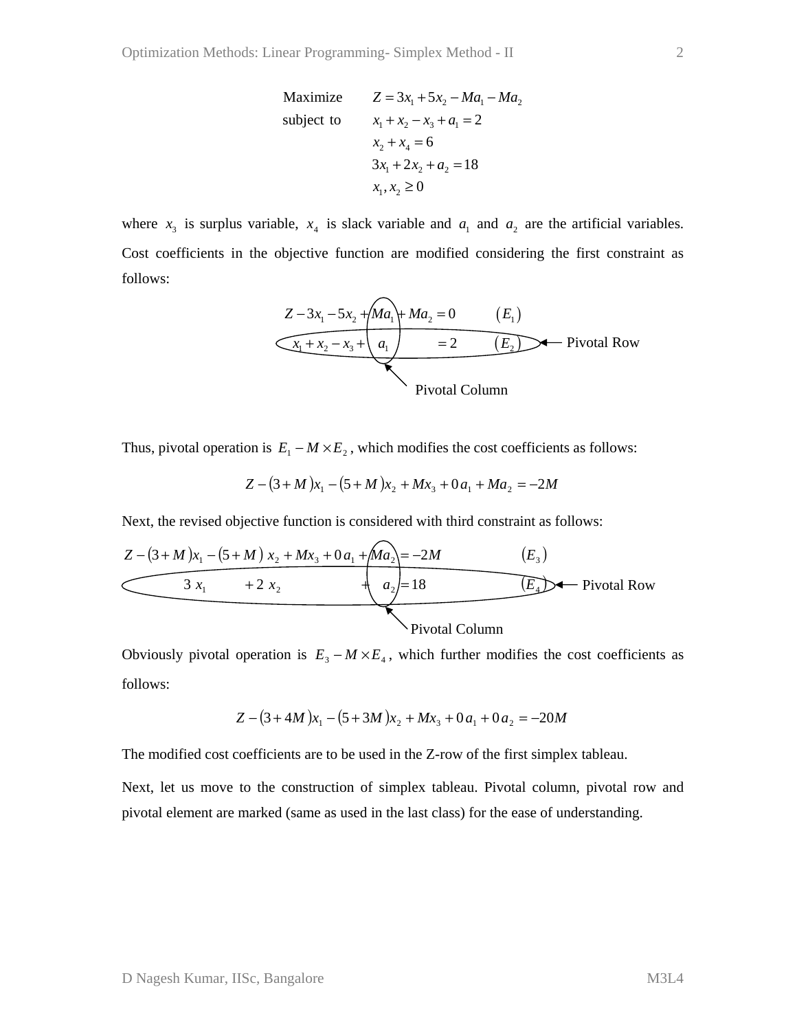$$
\begin{array}{ll}
\text{Maximize} & Z = 3x_1 + 5x_2 - Ma_1 - Ma_2 \\
\text{subject to} & x_1 + x_2 - x_3 + a_1 = 2 \\
& x_2 + x_4 = 6 \\
& 3x_1 + 2x_2 + a_2 = 18 \\
& x_1, x_2 \geq 0
\end{array}
$$

where $x_3$ is surplus variable, $x_4$ is slack variable and $a_1$ and $a_2$ are the artificial variables. Cost coefficients in the objective function are modified considering the first constraint as follows:

$$
\begin{array}{ll}
Z - 3x_1 - 5x_2 + Ma_1 + Ma_2 = 0 & (E_1) \\
x_1 + x_2 - x_3 + a_1 \qquad = 2 & (E_2) \leftarrow \text{Pivotal Row}
\end{array}
$$

Pivotal Column: $a_1$

Thus, pivotal operation is $E_1 - M \times E_2$, which modifies the cost coefficients as follows:

$$
Z - (3 + M)x_1 - (5 + M)x_2 + Mx_3 + 0\,a_1 + Ma_2 = -2M
$$

Next, the revised objective function is considered with third constraint as follows:

$$
\begin{array}{ll}
Z - (3 + M)x_1 - (5 + M)\,x_2 + Mx_3 + 0\,a_1 + Ma_2 = -2M & (E_3) \\
3\,x_1 + 2\,x_2 + a_2 = 18 & (E_4) \leftarrow \text{Pivotal Row}
\end{array}
$$

Pivotal Column: $a_2$

Obviously pivotal operation is $E_3 - M \times E_4$, which further modifies the cost coefficients as follows:

$$
Z - (3 + 4M)x_1 - (5 + 3M)x_2 + Mx_3 + 0\,a_1 + 0\,a_2 = -20M
$$

The modified cost coefficients are to be used in the Z-row of the first simplex tableau.

Next, let us move to the construction of simplex tableau. Pivotal column, pivotal row and pivotal element are marked (same as used in the last class) for the ease of understanding.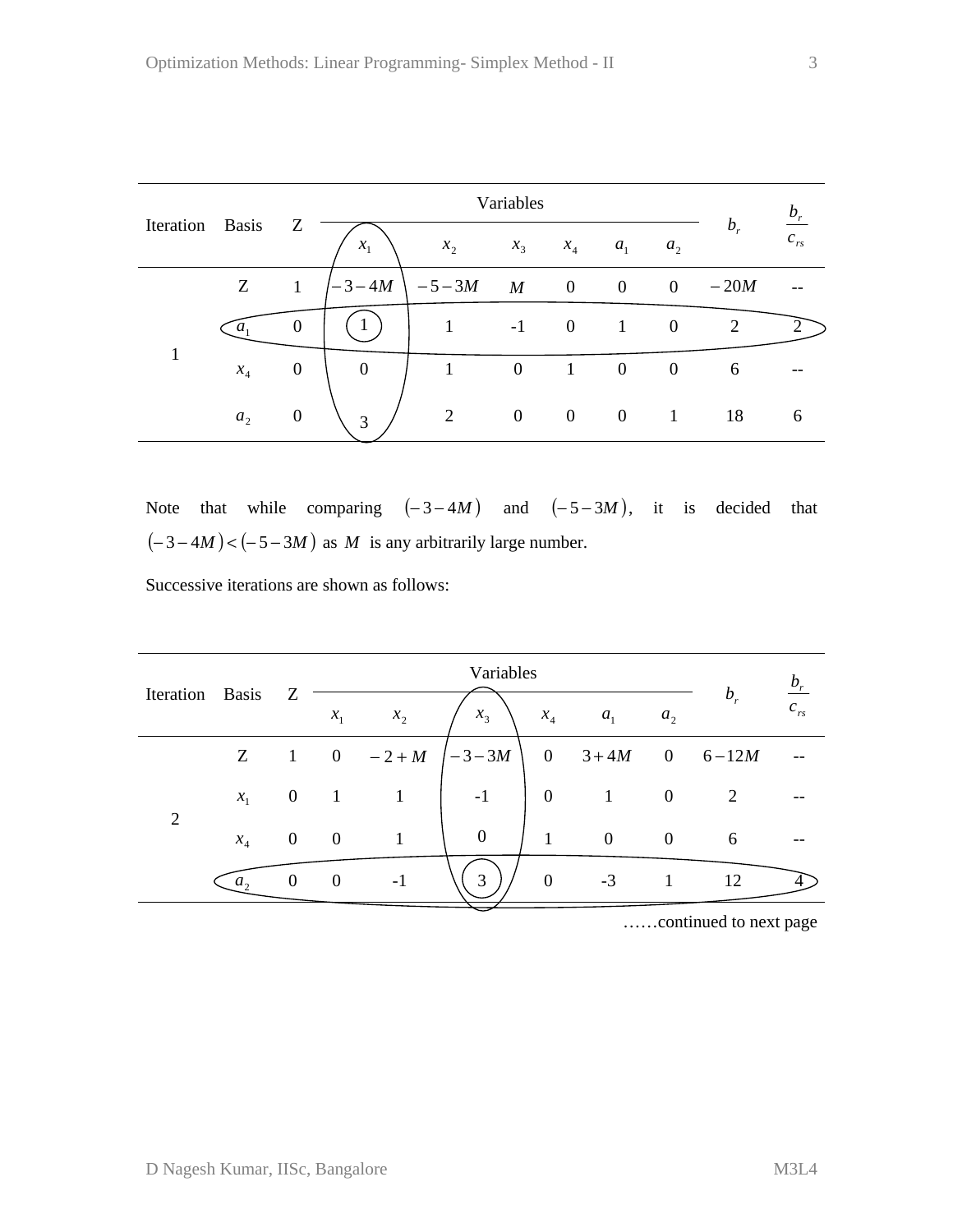| Iteration | Basis | Z | Variables | | | | | | $b_r$ | $\frac{b_r}{c_{rs}}$ |
|---|---|---|---|---|---|---|---|---|---|---|
| | | | $x_1$ | $x_2$ | $x_3$ | $x_4$ | $a_1$ | $a_2$ | | |
| 1 | Z | 1 | $-3-4M$ | $-5-3M$ | $M$ | 0 | 0 | 0 | $-20M$ | -- |
| | $a_1$ | 0 | 1 | 1 | -1 | 0 | 1 | 0 | 2 | 2 |
| | $x_4$ | 0 | 0 | 1 | 0 | 1 | 0 | 0 | 6 | -- |
| | $a_2$ | 0 | 3 | 2 | 0 | 0 | 0 | 1 | 18 | 6 |

Note that while comparing $(-3-4M)$ and $(-5-3M)$, it is decided that $(-3-4M)<(-5-3M)$ as $M$ is any arbitrarily large number.

Successive iterations are shown as follows:

| Iteration | Basis | Z | Variables | | | | | | $b_r$ | $\frac{b_r}{c_{rs}}$ |
|---|---|---|---|---|---|---|---|---|---|---|
| | | | $x_1$ | $x_2$ | $x_3$ | $x_4$ | $a_1$ | $a_2$ | | |
| 2 | Z | 1 | 0 | $-2+M$ | $-3-3M$ | 0 | $3+4M$ | 0 | $6-12M$ | -- |
| | $x_1$ | 0 | 1 | 1 | -1 | 0 | 1 | 0 | 2 | -- |
| | $x_4$ | 0 | 0 | 1 | 0 | 1 | 0 | 0 | 6 | -- |
| | $a_2$ | 0 | 0 | -1 | 3 | 0 | -3 | 1 | 12 | 4 |

……continued to next page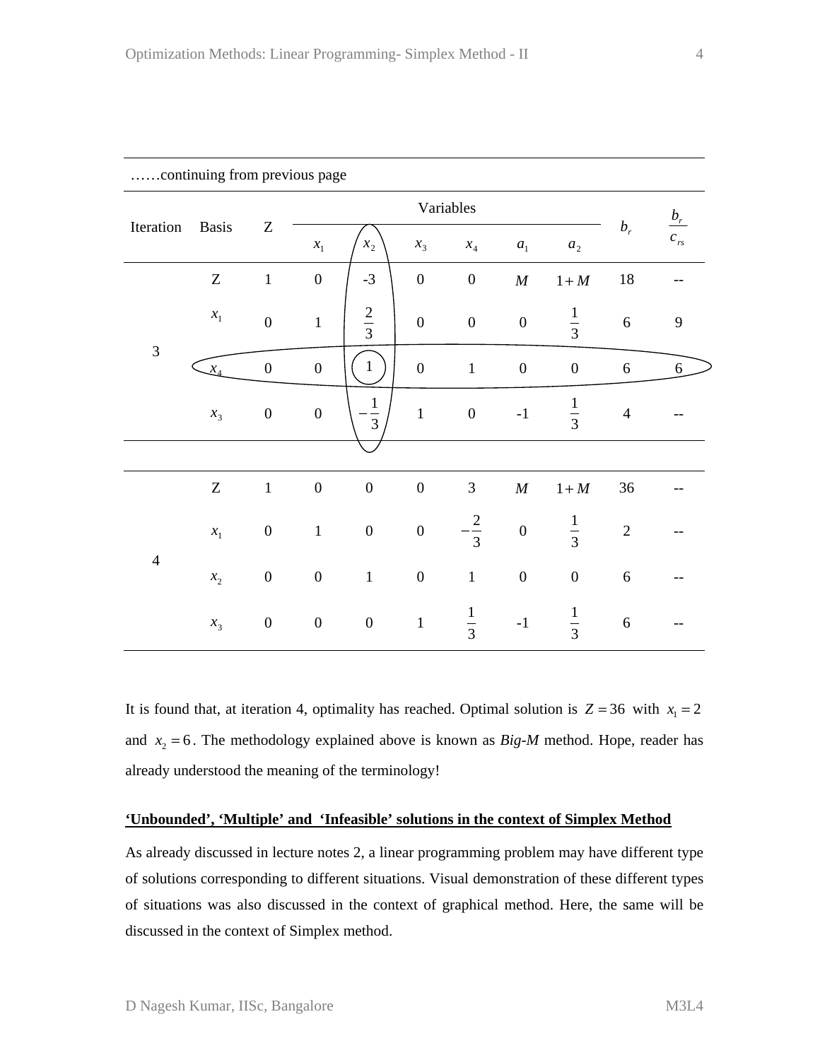……continuing from previous page

| Iteration | Basis | Z | Variables | | | | | | $b_r$ | $\frac{b_r}{c_{rs}}$ |
|---|---|---|---|---|---|---|---|---|---|---|
| | | | $x_1$ | $x_2$ | $x_3$ | $x_4$ | $a_1$ | $a_2$ | | |
| 3 | Z | 1 | 0 | -3 | 0 | 0 | $M$ | $1+M$ | 18 | -- |
| | $x_1$ | 0 | 1 | $\frac{2}{3}$ | 0 | 0 | 0 | $\frac{1}{3}$ | 6 | 9 |
| | $x_4$ | 0 | 0 | 1 | 0 | 1 | 0 | 0 | 6 | 6 |
| | $x_3$ | 0 | 0 | $-\frac{1}{3}$ | 1 | 0 | -1 | $\frac{1}{3}$ | 4 | -- |
| 4 | Z | 1 | 0 | 0 | 0 | 3 | $M$ | $1+M$ | 36 | -- |
| | $x_1$ | 0 | 1 | 0 | 0 | $-\frac{2}{3}$ | 0 | $\frac{1}{3}$ | 2 | -- |
| | $x_2$ | 0 | 0 | 1 | 0 | 1 | 0 | 0 | 6 | -- |
| | $x_3$ | 0 | 0 | 0 | 1 | $\frac{1}{3}$ | -1 | $\frac{1}{3}$ | 6 | -- |

It is found that, at iteration 4, optimality has reached. Optimal solution is $Z = 36$ with $x_1 = 2$ and $x_2 = 6$. The methodology explained above is known as *Big-M* method. Hope, reader has already understood the meaning of the terminology!

**<u>'Unbounded', 'Multiple' and 'Infeasible' solutions in the context of Simplex Method</u>**

As already discussed in lecture notes 2, a linear programming problem may have different type of solutions corresponding to different situations. Visual demonstration of these different types of situations was also discussed in the context of graphical method. Here, the same will be discussed in the context of Simplex method.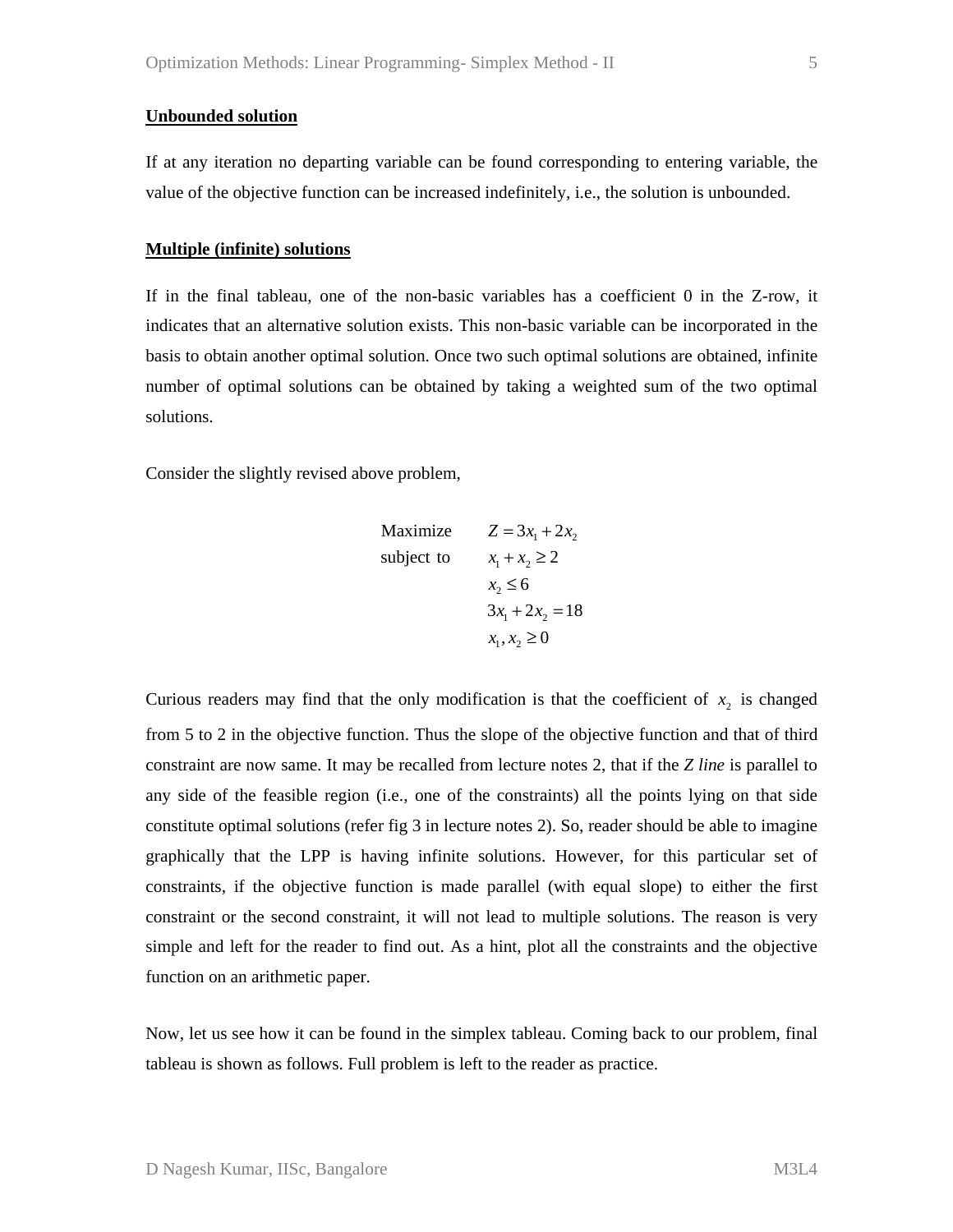**Unbounded solution**

If at any iteration no departing variable can be found corresponding to entering variable, the value of the objective function can be increased indefinitely, i.e., the solution is unbounded.

**Multiple (infinite) solutions**

If in the final tableau, one of the non-basic variables has a coefficient 0 in the Z-row, it indicates that an alternative solution exists. This non-basic variable can be incorporated in the basis to obtain another optimal solution. Once two such optimal solutions are obtained, infinite number of optimal solutions can be obtained by taking a weighted sum of the two optimal solutions.

Consider the slightly revised above problem,

$$
\begin{aligned}
\text{Maximize} \quad & Z = 3x_1 + 2x_2 \\
\text{subject to} \quad & x_1 + x_2 \geq 2 \\
& x_2 \leq 6 \\
& 3x_1 + 2x_2 = 18 \\
& x_1, x_2 \geq 0
\end{aligned}
$$

Curious readers may find that the only modification is that the coefficient of $x_2$ is changed from 5 to 2 in the objective function. Thus the slope of the objective function and that of third constraint are now same. It may be recalled from lecture notes 2, that if the *Z line* is parallel to any side of the feasible region (i.e., one of the constraints) all the points lying on that side constitute optimal solutions (refer fig 3 in lecture notes 2). So, reader should be able to imagine graphically that the LPP is having infinite solutions. However, for this particular set of constraints, if the objective function is made parallel (with equal slope) to either the first constraint or the second constraint, it will not lead to multiple solutions. The reason is very simple and left for the reader to find out. As a hint, plot all the constraints and the objective function on an arithmetic paper.

Now, let us see how it can be found in the simplex tableau. Coming back to our problem, final tableau is shown as follows. Full problem is left to the reader as practice.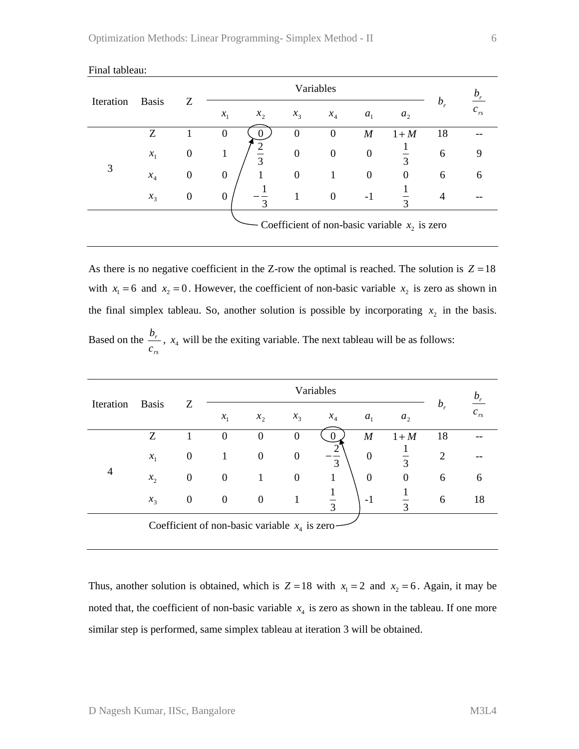Final tableau:

| Iteration | Basis | Z | Variables | | | | | | $b_r$ | $\frac{b_r}{c_{rs}}$ |
|---|---|---|---|---|---|---|---|---|---|---|
| | | | $x_1$ | $x_2$ | $x_3$ | $x_4$ | $a_1$ | $a_2$ | | |
| 3 | Z | 1 | 0 | 0 | 0 | 0 | $M$ | $1+M$ | 18 | -- |
| | $x_1$ | 0 | 1 | $\frac{2}{3}$ | 0 | 0 | 0 | $\frac{1}{3}$ | 6 | 9 |
| | $x_4$ | 0 | 0 | 1 | 0 | 1 | 0 | 0 | 6 | 6 |
| | $x_3$ | 0 | 0 | $-\frac{1}{3}$ | 1 | 0 | -1 | $\frac{1}{3}$ | 4 | -- |

Coefficient of non-basic variable $x_2$ is zero

As there is no negative coefficient in the Z-row the optimal is reached. The solution is $Z = 18$ with $x_1 = 6$ and $x_2 = 0$. However, the coefficient of non-basic variable $x_2$ is zero as shown in the final simplex tableau. So, another solution is possible by incorporating $x_2$ in the basis. Based on the $\frac{b_r}{c_{rs}}$, $x_4$ will be the exiting variable. The next tableau will be as follows:

| Iteration | Basis | Z | Variables | | | | | | $b_r$ | $\frac{b_r}{c_{rs}}$ |
|---|---|---|---|---|---|---|---|---|---|---|
| | | | $x_1$ | $x_2$ | $x_3$ | $x_4$ | $a_1$ | $a_2$ | | |
| 4 | Z | 1 | 0 | 0 | 0 | 0 | $M$ | $1+M$ | 18 | -- |
| | $x_1$ | 0 | 1 | 0 | 0 | $-\frac{2}{3}$ | 0 | $\frac{1}{3}$ | 2 | -- |
| | $x_2$ | 0 | 0 | 1 | 0 | 1 | 0 | 0 | 6 | 6 |
| | $x_3$ | 0 | 0 | 0 | 1 | $\frac{1}{3}$ | -1 | $\frac{1}{3}$ | 6 | 18 |

Coefficient of non-basic variable $x_4$ is zero

Thus, another solution is obtained, which is $Z = 18$ with $x_1 = 2$ and $x_2 = 6$. Again, it may be noted that, the coefficient of non-basic variable $x_4$ is zero as shown in the tableau. If one more similar step is performed, same simplex tableau at iteration 3 will be obtained.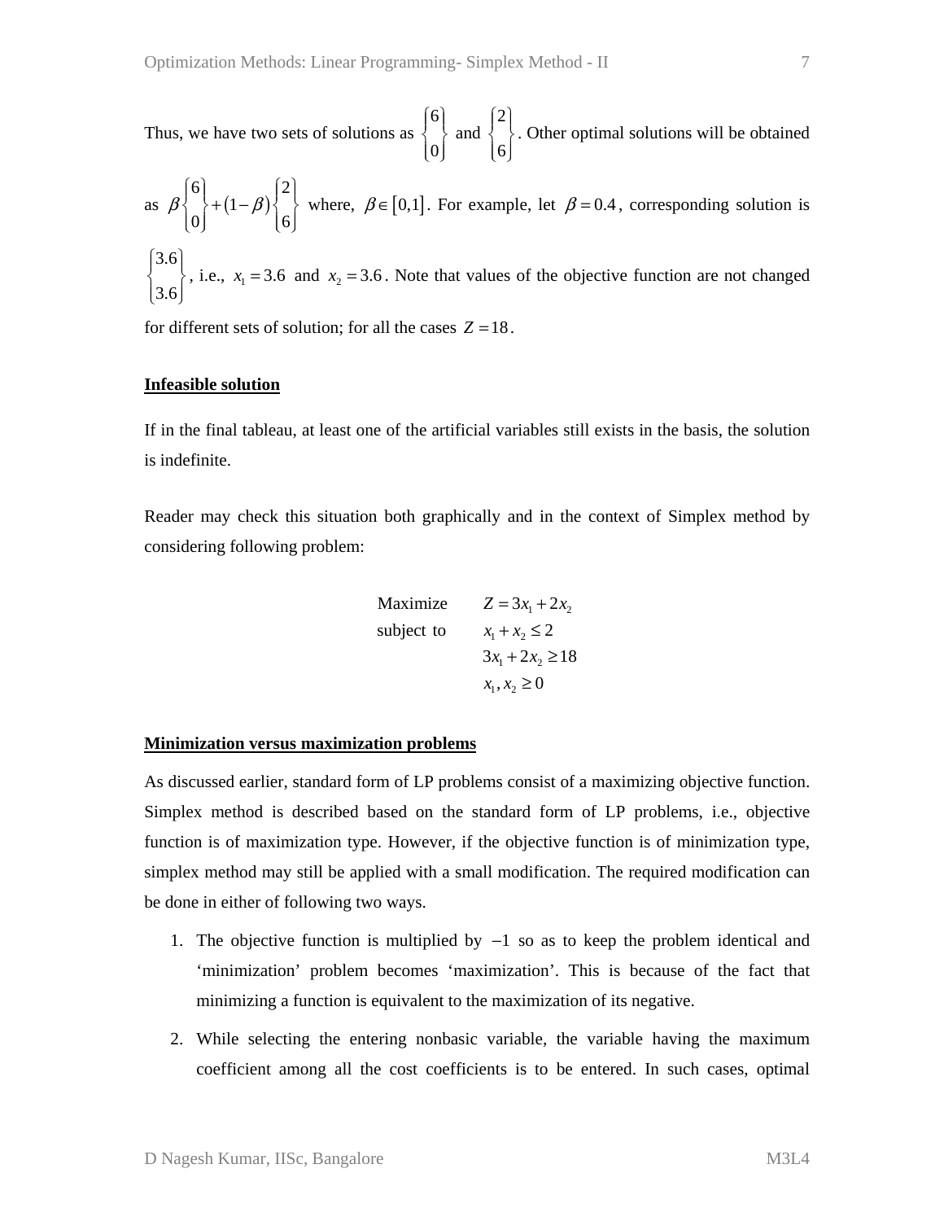Thus, we have two sets of solutions as $\begin{Bmatrix} 6 \\ 0 \end{Bmatrix}$ and $\begin{Bmatrix} 2 \\ 6 \end{Bmatrix}$. Other optimal solutions will be obtained as $\beta \begin{Bmatrix} 6 \\ 0 \end{Bmatrix} + (1-\beta) \begin{Bmatrix} 2 \\ 6 \end{Bmatrix}$ where, $\beta \in [0,1]$. For example, let $\beta = 0.4$, corresponding solution is $\begin{Bmatrix} 3.6 \\ 3.6 \end{Bmatrix}$, i.e., $x_1 = 3.6$ and $x_2 = 3.6$. Note that values of the objective function are not changed for different sets of solution; for all the cases $Z = 18$.

**Infeasible solution**

If in the final tableau, at least one of the artificial variables still exists in the basis, the solution is indefinite.

Reader may check this situation both graphically and in the context of Simplex method by considering following problem:

$$
\begin{aligned}
\text{Maximize} \quad & Z = 3x_1 + 2x_2 \\
\text{subject to} \quad & x_1 + x_2 \le 2 \\
& 3x_1 + 2x_2 \ge 18 \\
& x_1, x_2 \ge 0
\end{aligned}
$$

**Minimization versus maximization problems**

As discussed earlier, standard form of LP problems consist of a maximizing objective function. Simplex method is described based on the standard form of LP problems, i.e., objective function is of maximization type. However, if the objective function is of minimization type, simplex method may still be applied with a small modification. The required modification can be done in either of following two ways.

1. The objective function is multiplied by $-1$ so as to keep the problem identical and 'minimization' problem becomes 'maximization'. This is because of the fact that minimizing a function is equivalent to the maximization of its negative.
2. While selecting the entering nonbasic variable, the variable having the maximum coefficient among all the cost coefficients is to be entered. In such cases, optimal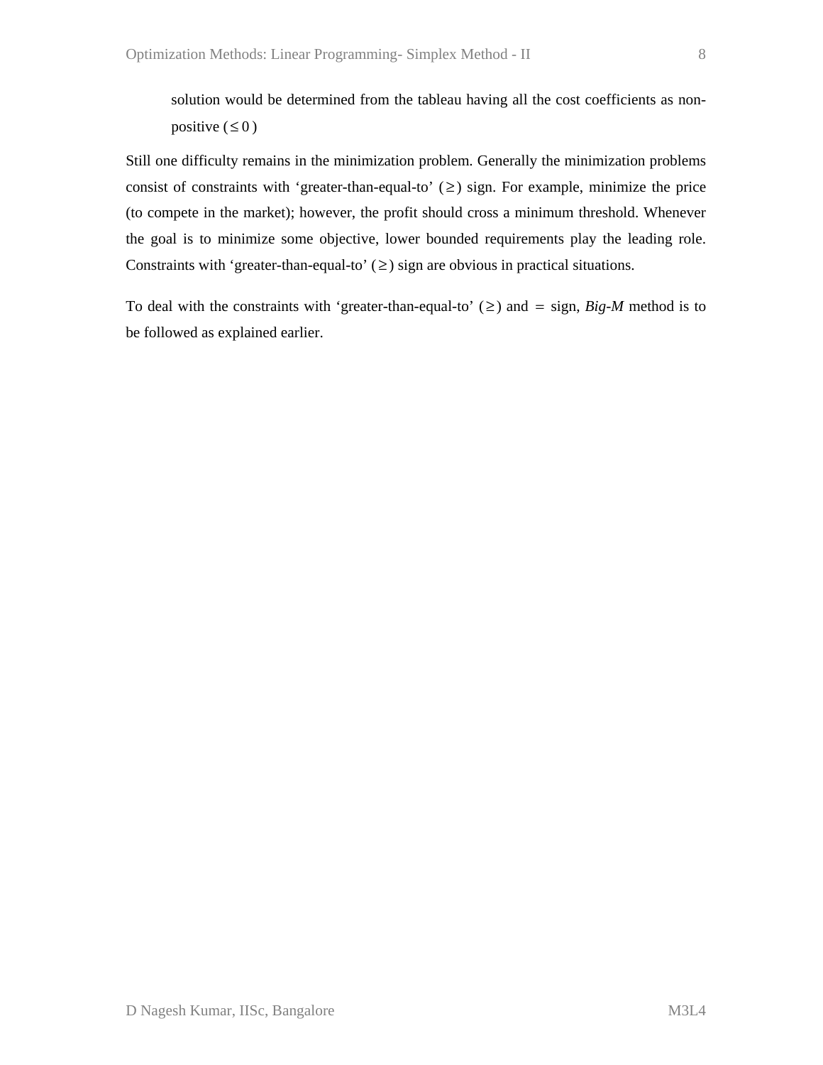solution would be determined from the tableau having all the cost coefficients as non-positive ($\leq 0$)

Still one difficulty remains in the minimization problem. Generally the minimization problems consist of constraints with 'greater-than-equal-to' ($\geq$) sign. For example, minimize the price (to compete in the market); however, the profit should cross a minimum threshold. Whenever the goal is to minimize some objective, lower bounded requirements play the leading role. Constraints with 'greater-than-equal-to' ($\geq$) sign are obvious in practical situations.

To deal with the constraints with 'greater-than-equal-to' ($\geq$) and $=$ sign, *Big-M* method is to be followed as explained earlier.